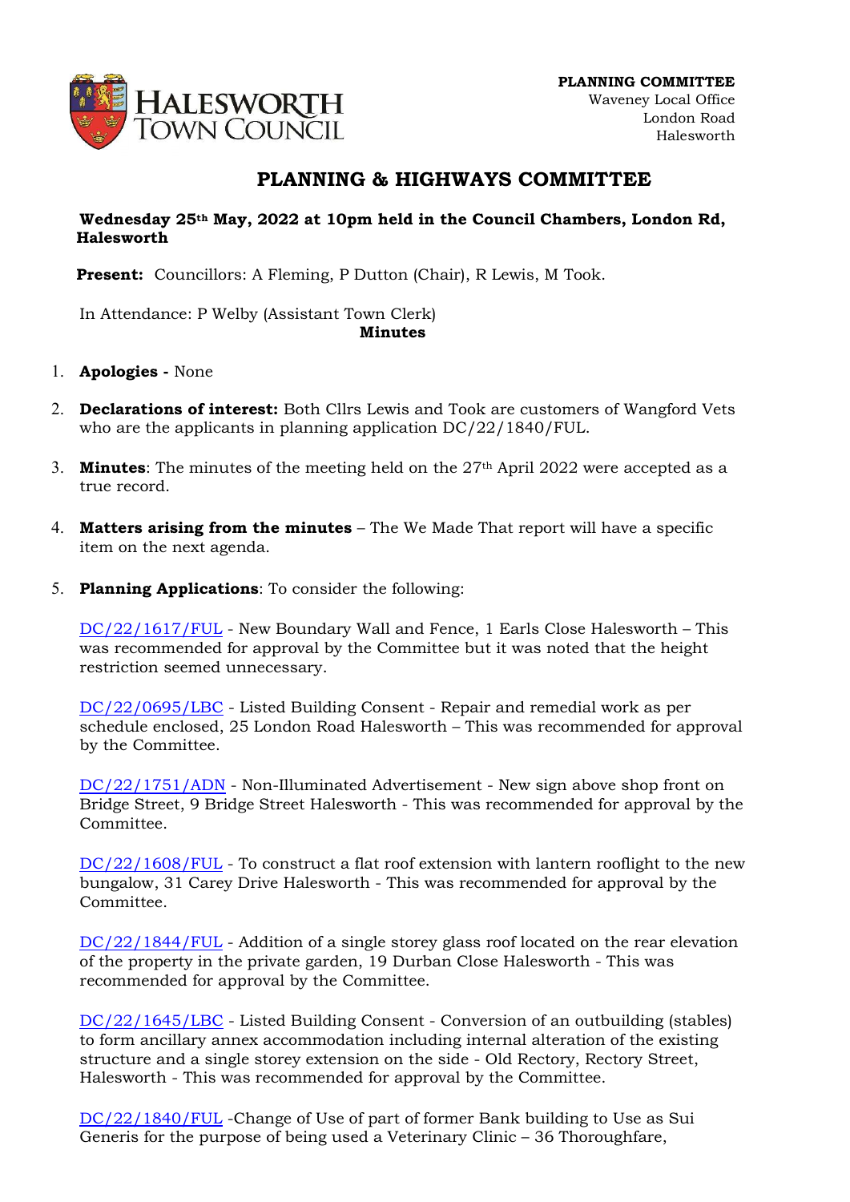**PLANNING COMMITTEE**
Waveney Local Office
London Road
Halesworth

# PLANNING & HIGHWAYS COMMITTEE

**Wednesday 25th May, 2022 at 10pm held in the Council Chambers, London Rd, Halesworth**

**Present:** Councillors: A Fleming, P Dutton (Chair), R Lewis, M Took.

In Attendance: P Welby (Assistant Town Clerk)

**Minutes**

1. **Apologies -** None

2. **Declarations of interest:** Both Cllrs Lewis and Took are customers of Wangford Vets who are the applicants in planning application DC/22/1840/FUL.

3. **Minutes**: The minutes of the meeting held on the 27th April 2022 were accepted as a true record.

4. **Matters arising from the minutes** – The We Made That report will have a specific item on the next agenda.

5. **Planning Applications**: To consider the following:

   DC/22/1617/FUL - New Boundary Wall and Fence, 1 Earls Close Halesworth – This was recommended for approval by the Committee but it was noted that the height restriction seemed unnecessary.

   DC/22/0695/LBC - Listed Building Consent - Repair and remedial work as per schedule enclosed, 25 London Road Halesworth – This was recommended for approval by the Committee.

   DC/22/1751/ADN - Non-Illuminated Advertisement - New sign above shop front on Bridge Street, 9 Bridge Street Halesworth - This was recommended for approval by the Committee.

   DC/22/1608/FUL - To construct a flat roof extension with lantern rooflight to the new bungalow, 31 Carey Drive Halesworth - This was recommended for approval by the Committee.

   DC/22/1844/FUL - Addition of a single storey glass roof located on the rear elevation of the property in the private garden, 19 Durban Close Halesworth - This was recommended for approval by the Committee.

   DC/22/1645/LBC - Listed Building Consent - Conversion of an outbuilding (stables) to form ancillary annex accommodation including internal alteration of the existing structure and a single storey extension on the side - Old Rectory, Rectory Street, Halesworth - This was recommended for approval by the Committee.

   DC/22/1840/FUL -Change of Use of part of former Bank building to Use as Sui Generis for the purpose of being used a Veterinary Clinic – 36 Thoroughfare,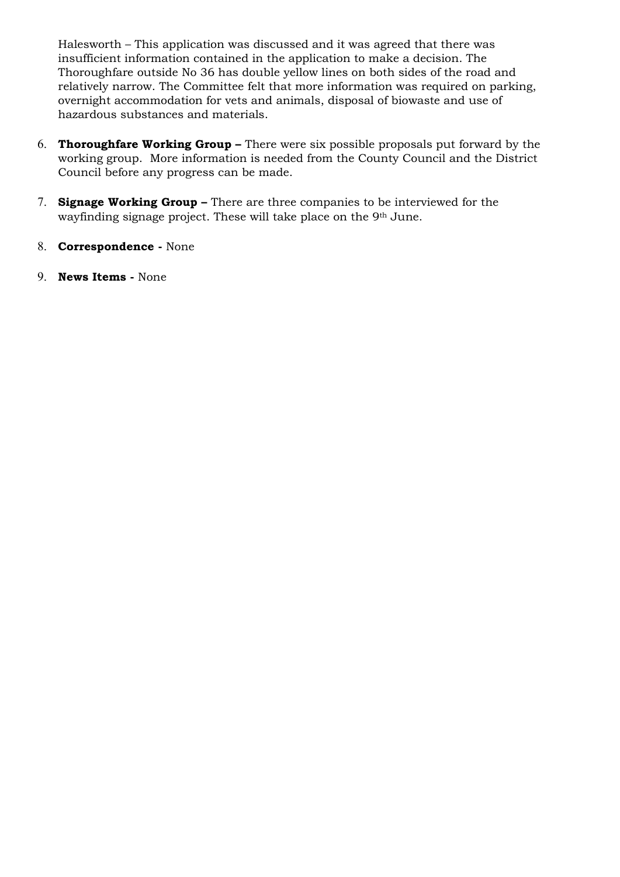Halesworth – This application was discussed and it was agreed that there was insufficient information contained in the application to make a decision. The Thoroughfare outside No 36 has double yellow lines on both sides of the road and relatively narrow. The Committee felt that more information was required on parking, overnight accommodation for vets and animals, disposal of biowaste and use of hazardous substances and materials.

6. **Thoroughfare Working Group –** There were six possible proposals put forward by the working group. More information is needed from the County Council and the District Council before any progress can be made.

7. **Signage Working Group –** There are three companies to be interviewed for the wayfinding signage project. These will take place on the 9th June.

8. **Correspondence -** None

9. **News Items -** None